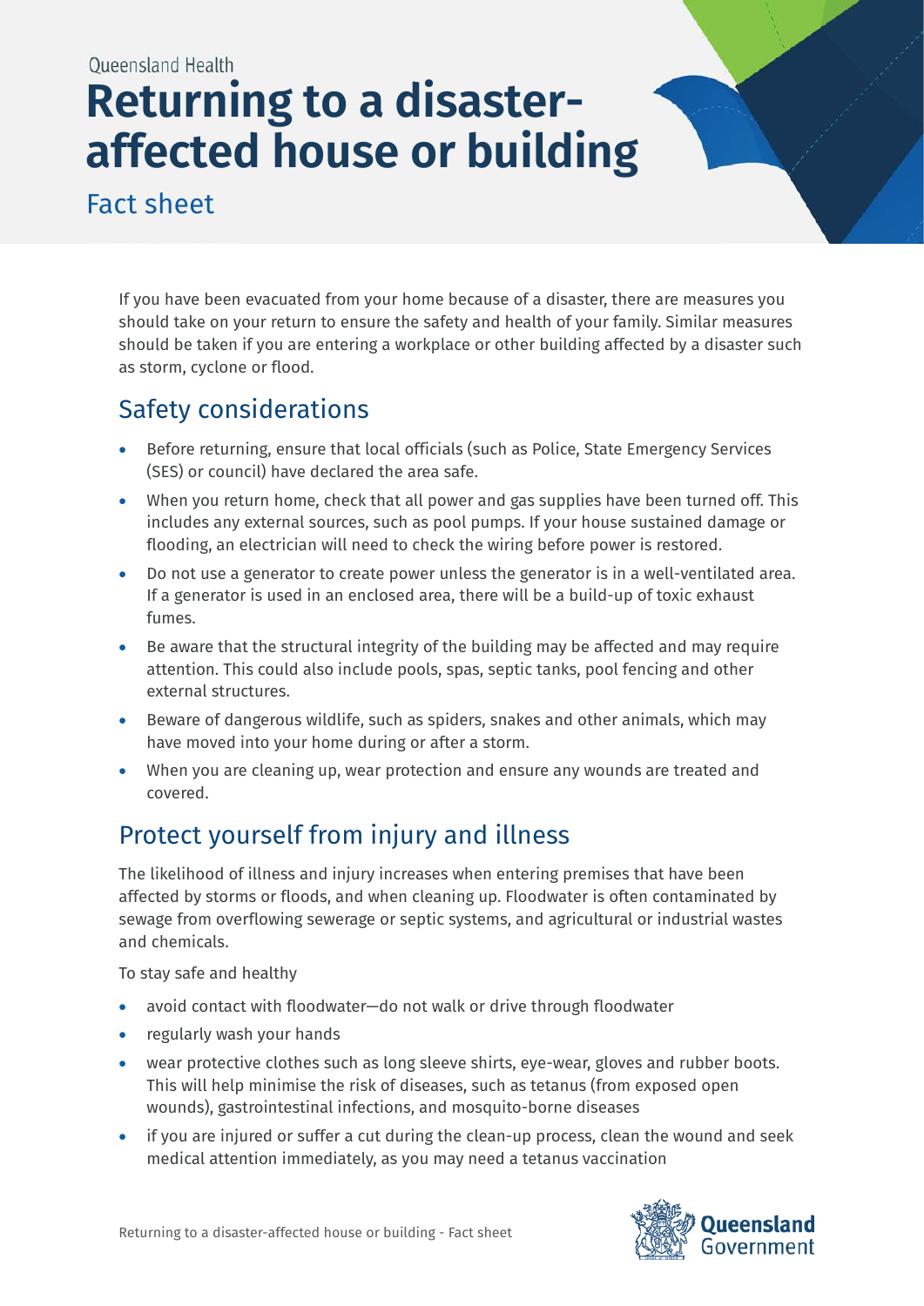Queensland Health

# Returning to a disaster-affected house or building

Fact sheet

If you have been evacuated from your home because of a disaster, there are measures you should take on your return to ensure the safety and health of your family. Similar measures should be taken if you are entering a workplace or other building affected by a disaster such as storm, cyclone or flood.

## Safety considerations

- Before returning, ensure that local officials (such as Police, State Emergency Services (SES) or council) have declared the area safe.
- When you return home, check that all power and gas supplies have been turned off. This includes any external sources, such as pool pumps. If your house sustained damage or flooding, an electrician will need to check the wiring before power is restored.
- Do not use a generator to create power unless the generator is in a well-ventilated area. If a generator is used in an enclosed area, there will be a build-up of toxic exhaust fumes.
- Be aware that the structural integrity of the building may be affected and may require attention. This could also include pools, spas, septic tanks, pool fencing and other external structures.
- Beware of dangerous wildlife, such as spiders, snakes and other animals, which may have moved into your home during or after a storm.
- When you are cleaning up, wear protection and ensure any wounds are treated and covered.

## Protect yourself from injury and illness

The likelihood of illness and injury increases when entering premises that have been affected by storms or floods, and when cleaning up. Floodwater is often contaminated by sewage from overflowing sewerage or septic systems, and agricultural or industrial wastes and chemicals.

To stay safe and healthy

- avoid contact with floodwater—do not walk or drive through floodwater
- regularly wash your hands
- wear protective clothes such as long sleeve shirts, eye-wear, gloves and rubber boots. This will help minimise the risk of diseases, such as tetanus (from exposed open wounds), gastrointestinal infections, and mosquito-borne diseases
- if you are injured or suffer a cut during the clean-up process, clean the wound and seek medical attention immediately, as you may need a tetanus vaccination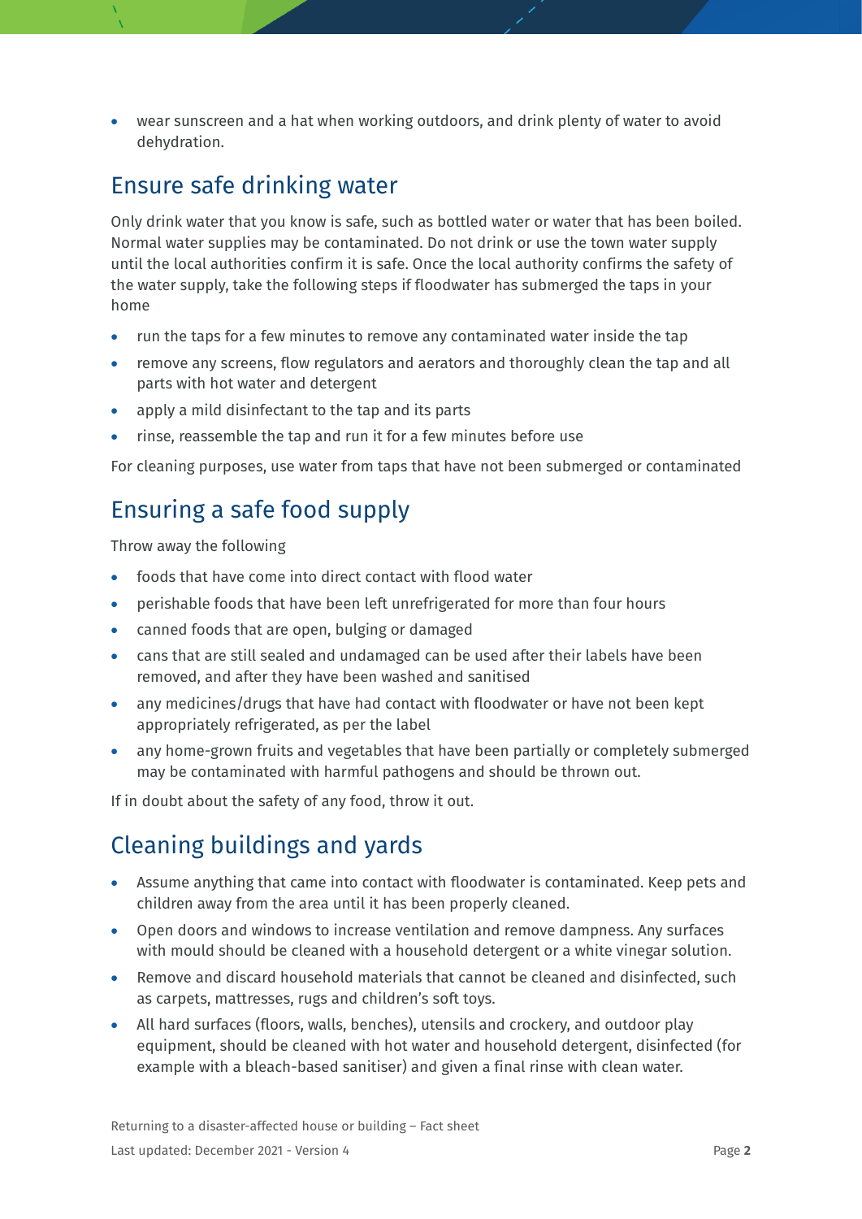- wear sunscreen and a hat when working outdoors, and drink plenty of water to avoid dehydration.

## Ensure safe drinking water

Only drink water that you know is safe, such as bottled water or water that has been boiled. Normal water supplies may be contaminated. Do not drink or use the town water supply until the local authorities confirm it is safe. Once the local authority confirms the safety of the water supply, take the following steps if floodwater has submerged the taps in your home

- run the taps for a few minutes to remove any contaminated water inside the tap
- remove any screens, flow regulators and aerators and thoroughly clean the tap and all parts with hot water and detergent
- apply a mild disinfectant to the tap and its parts
- rinse, reassemble the tap and run it for a few minutes before use

For cleaning purposes, use water from taps that have not been submerged or contaminated

## Ensuring a safe food supply

Throw away the following

- foods that have come into direct contact with flood water
- perishable foods that have been left unrefrigerated for more than four hours
- canned foods that are open, bulging or damaged
- cans that are still sealed and undamaged can be used after their labels have been removed, and after they have been washed and sanitised
- any medicines/drugs that have had contact with floodwater or have not been kept appropriately refrigerated, as per the label
- any home-grown fruits and vegetables that have been partially or completely submerged may be contaminated with harmful pathogens and should be thrown out.

If in doubt about the safety of any food, throw it out.

## Cleaning buildings and yards

- Assume anything that came into contact with floodwater is contaminated. Keep pets and children away from the area until it has been properly cleaned.
- Open doors and windows to increase ventilation and remove dampness. Any surfaces with mould should be cleaned with a household detergent or a white vinegar solution.
- Remove and discard household materials that cannot be cleaned and disinfected, such as carpets, mattresses, rugs and children's soft toys.
- All hard surfaces (floors, walls, benches), utensils and crockery, and outdoor play equipment, should be cleaned with hot water and household detergent, disinfected (for example with a bleach-based sanitiser) and given a final rinse with clean water.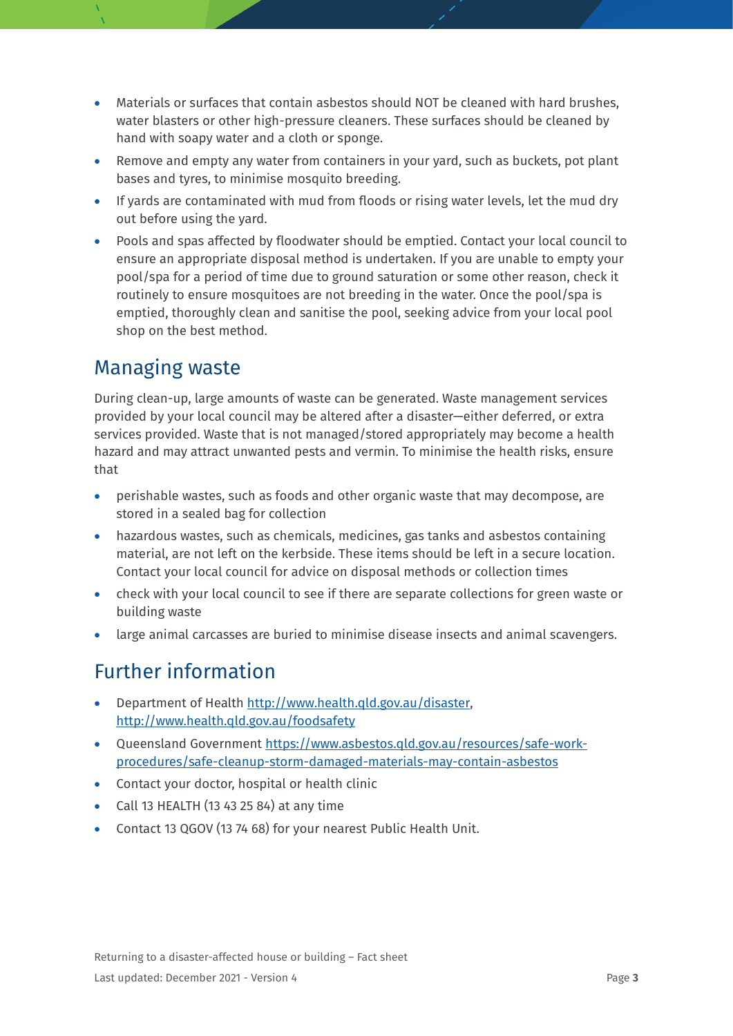- Materials or surfaces that contain asbestos should NOT be cleaned with hard brushes, water blasters or other high-pressure cleaners. These surfaces should be cleaned by hand with soapy water and a cloth or sponge.
- Remove and empty any water from containers in your yard, such as buckets, pot plant bases and tyres, to minimise mosquito breeding.
- If yards are contaminated with mud from floods or rising water levels, let the mud dry out before using the yard.
- Pools and spas affected by floodwater should be emptied. Contact your local council to ensure an appropriate disposal method is undertaken. If you are unable to empty your pool/spa for a period of time due to ground saturation or some other reason, check it routinely to ensure mosquitoes are not breeding in the water. Once the pool/spa is emptied, thoroughly clean and sanitise the pool, seeking advice from your local pool shop on the best method.

## Managing waste

During clean-up, large amounts of waste can be generated. Waste management services provided by your local council may be altered after a disaster—either deferred, or extra services provided. Waste that is not managed/stored appropriately may become a health hazard and may attract unwanted pests and vermin. To minimise the health risks, ensure that

- perishable wastes, such as foods and other organic waste that may decompose, are stored in a sealed bag for collection
- hazardous wastes, such as chemicals, medicines, gas tanks and asbestos containing material, are not left on the kerbside. These items should be left in a secure location. Contact your local council for advice on disposal methods or collection times
- check with your local council to see if there are separate collections for green waste or building waste
- large animal carcasses are buried to minimise disease insects and animal scavengers.

## Further information

- Department of Health http://www.health.qld.gov.au/disaster, http://www.health.qld.gov.au/foodsafety
- Queensland Government https://www.asbestos.qld.gov.au/resources/safe-work-procedures/safe-cleanup-storm-damaged-materials-may-contain-asbestos
- Contact your doctor, hospital or health clinic
- Call 13 HEALTH (13 43 25 84) at any time
- Contact 13 QGOV (13 74 68) for your nearest Public Health Unit.